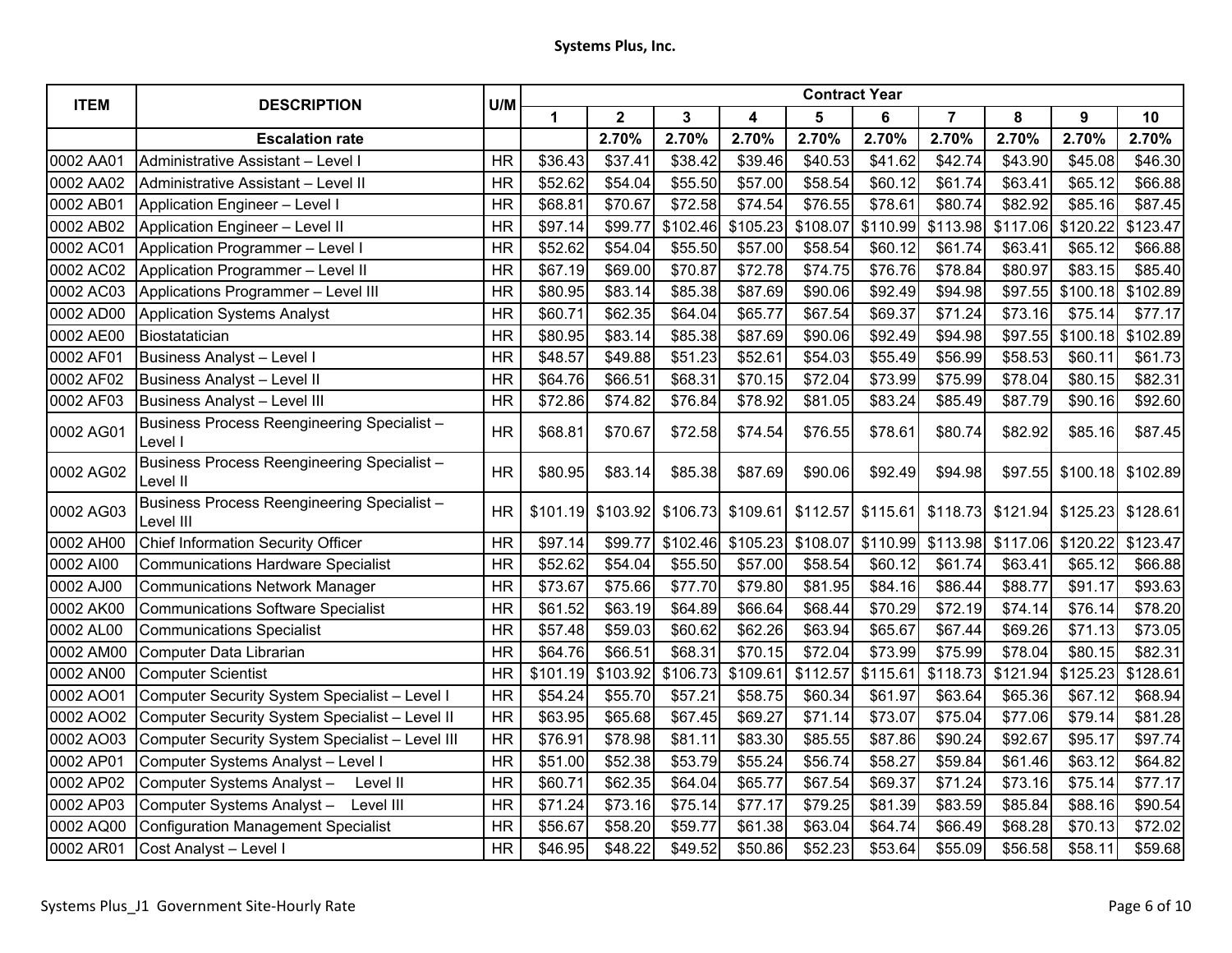# Systems Plus, Inc.

| ITEM | DESCRIPTION | U/M | Contract Year | | | | | | | | | |
|---|---|---|---|---|---|---|---|---|---|---|---|---|
| | | | 1 | 2 | 3 | 4 | 5 | 6 | 7 | 8 | 9 | 10 |
| | **Escalation rate** | | | 2.70% | 2.70% | 2.70% | 2.70% | 2.70% | 2.70% | 2.70% | 2.70% | 2.70% |
| 0002 AA01 | Administrative Assistant – Level I | HR | $36.43 | $37.41 | $38.42 | $39.46 | $40.53 | $41.62 | $42.74 | $43.90 | $45.08 | $46.30 |
| 0002 AA02 | Administrative Assistant – Level II | HR | $52.62 | $54.04 | $55.50 | $57.00 | $58.54 | $60.12 | $61.74 | $63.41 | $65.12 | $66.88 |
| 0002 AB01 | Application Engineer – Level I | HR | $68.81 | $70.67 | $72.58 | $74.54 | $76.55 | $78.61 | $80.74 | $82.92 | $85.16 | $87.45 |
| 0002 AB02 | Application Engineer – Level II | HR | $97.14 | $99.77 | $102.46 | $105.23 | $108.07 | $110.99 | $113.98 | $117.06 | $120.22 | $123.47 |
| 0002 AC01 | Application Programmer – Level I | HR | $52.62 | $54.04 | $55.50 | $57.00 | $58.54 | $60.12 | $61.74 | $63.41 | $65.12 | $66.88 |
| 0002 AC02 | Application Programmer – Level II | HR | $67.19 | $69.00 | $70.87 | $72.78 | $74.75 | $76.76 | $78.84 | $80.97 | $83.15 | $85.40 |
| 0002 AC03 | Applications Programmer – Level III | HR | $80.95 | $83.14 | $85.38 | $87.69 | $90.06 | $92.49 | $94.98 | $97.55 | $100.18 | $102.89 |
| 0002 AD00 | Application Systems Analyst | HR | $60.71 | $62.35 | $64.04 | $65.77 | $67.54 | $69.37 | $71.24 | $73.16 | $75.14 | $77.17 |
| 0002 AE00 | Biostatatician | HR | $80.95 | $83.14 | $85.38 | $87.69 | $90.06 | $92.49 | $94.98 | $97.55 | $100.18 | $102.89 |
| 0002 AF01 | Business Analyst – Level I | HR | $48.57 | $49.88 | $51.23 | $52.61 | $54.03 | $55.49 | $56.99 | $58.53 | $60.11 | $61.73 |
| 0002 AF02 | Business Analyst – Level II | HR | $64.76 | $66.51 | $68.31 | $70.15 | $72.04 | $73.99 | $75.99 | $78.04 | $80.15 | $82.31 |
| 0002 AF03 | Business Analyst – Level III | HR | $72.86 | $74.82 | $76.84 | $78.92 | $81.05 | $83.24 | $85.49 | $87.79 | $90.16 | $92.60 |
| 0002 AG01 | Business Process Reengineering Specialist – Level I | HR | $68.81 | $70.67 | $72.58 | $74.54 | $76.55 | $78.61 | $80.74 | $82.92 | $85.16 | $87.45 |
| 0002 AG02 | Business Process Reengineering Specialist – Level II | HR | $80.95 | $83.14 | $85.38 | $87.69 | $90.06 | $92.49 | $94.98 | $97.55 | $100.18 | $102.89 |
| 0002 AG03 | Business Process Reengineering Specialist – Level III | HR | $101.19 | $103.92 | $106.73 | $109.61 | $112.57 | $115.61 | $118.73 | $121.94 | $125.23 | $128.61 |
| 0002 AH00 | Chief Information Security Officer | HR | $97.14 | $99.77 | $102.46 | $105.23 | $108.07 | $110.99 | $113.98 | $117.06 | $120.22 | $123.47 |
| 0002 AI00 | Communications Hardware Specialist | HR | $52.62 | $54.04 | $55.50 | $57.00 | $58.54 | $60.12 | $61.74 | $63.41 | $65.12 | $66.88 |
| 0002 AJ00 | Communications Network Manager | HR | $73.67 | $75.66 | $77.70 | $79.80 | $81.95 | $84.16 | $86.44 | $88.77 | $91.17 | $93.63 |
| 0002 AK00 | Communications Software Specialist | HR | $61.52 | $63.19 | $64.89 | $66.64 | $68.44 | $70.29 | $72.19 | $74.14 | $76.14 | $78.20 |
| 0002 AL00 | Communications Specialist | HR | $57.48 | $59.03 | $60.62 | $62.26 | $63.94 | $65.67 | $67.44 | $69.26 | $71.13 | $73.05 |
| 0002 AM00 | Computer Data Librarian | HR | $64.76 | $66.51 | $68.31 | $70.15 | $72.04 | $73.99 | $75.99 | $78.04 | $80.15 | $82.31 |
| 0002 AN00 | Computer Scientist | HR | $101.19 | $103.92 | $106.73 | $109.61 | $112.57 | $115.61 | $118.73 | $121.94 | $125.23 | $128.61 |
| 0002 AO01 | Computer Security System Specialist – Level I | HR | $54.24 | $55.70 | $57.21 | $58.75 | $60.34 | $61.97 | $63.64 | $65.36 | $67.12 | $68.94 |
| 0002 AO02 | Computer Security System Specialist – Level II | HR | $63.95 | $65.68 | $67.45 | $69.27 | $71.14 | $73.07 | $75.04 | $77.06 | $79.14 | $81.28 |
| 0002 AO03 | Computer Security System Specialist – Level III | HR | $76.91 | $78.98 | $81.11 | $83.30 | $85.55 | $87.86 | $90.24 | $92.67 | $95.17 | $97.74 |
| 0002 AP01 | Computer Systems Analyst – Level I | HR | $51.00 | $52.38 | $53.79 | $55.24 | $56.74 | $58.27 | $59.84 | $61.46 | $63.12 | $64.82 |
| 0002 AP02 | Computer Systems Analyst – Level II | HR | $60.71 | $62.35 | $64.04 | $65.77 | $67.54 | $69.37 | $71.24 | $73.16 | $75.14 | $77.17 |
| 0002 AP03 | Computer Systems Analyst – Level III | HR | $71.24 | $73.16 | $75.14 | $77.17 | $79.25 | $81.39 | $83.59 | $85.84 | $88.16 | $90.54 |
| 0002 AQ00 | Configuration Management Specialist | HR | $56.67 | $58.20 | $59.77 | $61.38 | $63.04 | $64.74 | $66.49 | $68.28 | $70.13 | $72.02 |
| 0002 AR01 | Cost Analyst – Level I | HR | $46.95 | $48.22 | $49.52 | $50.86 | $52.23 | $53.64 | $55.09 | $56.58 | $58.11 | $59.68 |

Systems Plus_J1 Government Site-Hourly Rate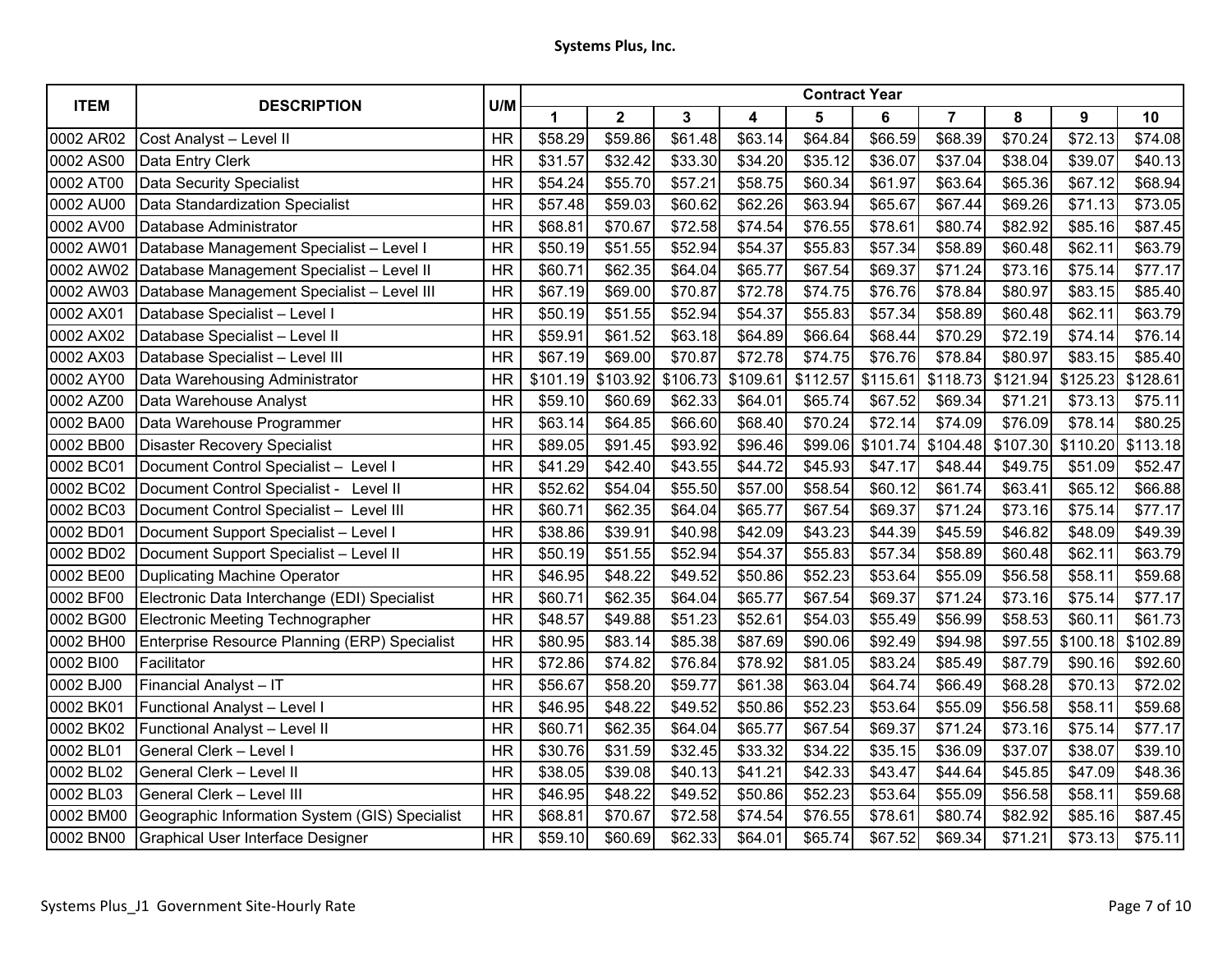**Systems Plus, Inc.**

| ITEM | DESCRIPTION | U/M | Contract Year | | | | | | | | | |
|---|---|---|---|---|---|---|---|---|---|---|---|---|
| | | | 1 | 2 | 3 | 4 | 5 | 6 | 7 | 8 | 9 | 10 |
| 0002 AR02 | Cost Analyst – Level II | HR | $58.29 | $59.86 | $61.48 | $63.14 | $64.84 | $66.59 | $68.39 | $70.24 | $72.13 | $74.08 |
| 0002 AS00 | Data Entry Clerk | HR | $31.57 | $32.42 | $33.30 | $34.20 | $35.12 | $36.07 | $37.04 | $38.04 | $39.07 | $40.13 |
| 0002 AT00 | Data Security Specialist | HR | $54.24 | $55.70 | $57.21 | $58.75 | $60.34 | $61.97 | $63.64 | $65.36 | $67.12 | $68.94 |
| 0002 AU00 | Data Standardization Specialist | HR | $57.48 | $59.03 | $60.62 | $62.26 | $63.94 | $65.67 | $67.44 | $69.26 | $71.13 | $73.05 |
| 0002 AV00 | Database Administrator | HR | $68.81 | $70.67 | $72.58 | $74.54 | $76.55 | $78.61 | $80.74 | $82.92 | $85.16 | $87.45 |
| 0002 AW01 | Database Management Specialist – Level I | HR | $50.19 | $51.55 | $52.94 | $54.37 | $55.83 | $57.34 | $58.89 | $60.48 | $62.11 | $63.79 |
| 0002 AW02 | Database Management Specialist – Level II | HR | $60.71 | $62.35 | $64.04 | $65.77 | $67.54 | $69.37 | $71.24 | $73.16 | $75.14 | $77.17 |
| 0002 AW03 | Database Management Specialist – Level III | HR | $67.19 | $69.00 | $70.87 | $72.78 | $74.75 | $76.76 | $78.84 | $80.97 | $83.15 | $85.40 |
| 0002 AX01 | Database Specialist – Level I | HR | $50.19 | $51.55 | $52.94 | $54.37 | $55.83 | $57.34 | $58.89 | $60.48 | $62.11 | $63.79 |
| 0002 AX02 | Database Specialist – Level II | HR | $59.91 | $61.52 | $63.18 | $64.89 | $66.64 | $68.44 | $70.29 | $72.19 | $74.14 | $76.14 |
| 0002 AX03 | Database Specialist – Level III | HR | $67.19 | $69.00 | $70.87 | $72.78 | $74.75 | $76.76 | $78.84 | $80.97 | $83.15 | $85.40 |
| 0002 AY00 | Data Warehousing Administrator | HR | $101.19 | $103.92 | $106.73 | $109.61 | $112.57 | $115.61 | $118.73 | $121.94 | $125.23 | $128.61 |
| 0002 AZ00 | Data Warehouse Analyst | HR | $59.10 | $60.69 | $62.33 | $64.01 | $65.74 | $67.52 | $69.34 | $71.21 | $73.13 | $75.11 |
| 0002 BA00 | Data Warehouse Programmer | HR | $63.14 | $64.85 | $66.60 | $68.40 | $70.24 | $72.14 | $74.09 | $76.09 | $78.14 | $80.25 |
| 0002 BB00 | Disaster Recovery Specialist | HR | $89.05 | $91.45 | $93.92 | $96.46 | $99.06 | $101.74 | $104.48 | $107.30 | $110.20 | $113.18 |
| 0002 BC01 | Document Control Specialist – Level I | HR | $41.29 | $42.40 | $43.55 | $44.72 | $45.93 | $47.17 | $48.44 | $49.75 | $51.09 | $52.47 |
| 0002 BC02 | Document Control Specialist - Level II | HR | $52.62 | $54.04 | $55.50 | $57.00 | $58.54 | $60.12 | $61.74 | $63.41 | $65.12 | $66.88 |
| 0002 BC03 | Document Control Specialist – Level III | HR | $60.71 | $62.35 | $64.04 | $65.77 | $67.54 | $69.37 | $71.24 | $73.16 | $75.14 | $77.17 |
| 0002 BD01 | Document Support Specialist – Level I | HR | $38.86 | $39.91 | $40.98 | $42.09 | $43.23 | $44.39 | $45.59 | $46.82 | $48.09 | $49.39 |
| 0002 BD02 | Document Support Specialist – Level II | HR | $50.19 | $51.55 | $52.94 | $54.37 | $55.83 | $57.34 | $58.89 | $60.48 | $62.11 | $63.79 |
| 0002 BE00 | Duplicating Machine Operator | HR | $46.95 | $48.22 | $49.52 | $50.86 | $52.23 | $53.64 | $55.09 | $56.58 | $58.11 | $59.68 |
| 0002 BF00 | Electronic Data Interchange (EDI) Specialist | HR | $60.71 | $62.35 | $64.04 | $65.77 | $67.54 | $69.37 | $71.24 | $73.16 | $75.14 | $77.17 |
| 0002 BG00 | Electronic Meeting Technographer | HR | $48.57 | $49.88 | $51.23 | $52.61 | $54.03 | $55.49 | $56.99 | $58.53 | $60.11 | $61.73 |
| 0002 BH00 | Enterprise Resource Planning (ERP) Specialist | HR | $80.95 | $83.14 | $85.38 | $87.69 | $90.06 | $92.49 | $94.98 | $97.55 | $100.18 | $102.89 |
| 0002 BI00 | Facilitator | HR | $72.86 | $74.82 | $76.84 | $78.92 | $81.05 | $83.24 | $85.49 | $87.79 | $90.16 | $92.60 |
| 0002 BJ00 | Financial Analyst – IT | HR | $56.67 | $58.20 | $59.77 | $61.38 | $63.04 | $64.74 | $66.49 | $68.28 | $70.13 | $72.02 |
| 0002 BK01 | Functional Analyst – Level I | HR | $46.95 | $48.22 | $49.52 | $50.86 | $52.23 | $53.64 | $55.09 | $56.58 | $58.11 | $59.68 |
| 0002 BK02 | Functional Analyst – Level II | HR | $60.71 | $62.35 | $64.04 | $65.77 | $67.54 | $69.37 | $71.24 | $73.16 | $75.14 | $77.17 |
| 0002 BL01 | General Clerk – Level I | HR | $30.76 | $31.59 | $32.45 | $33.32 | $34.22 | $35.15 | $36.09 | $37.07 | $38.07 | $39.10 |
| 0002 BL02 | General Clerk – Level II | HR | $38.05 | $39.08 | $40.13 | $41.21 | $42.33 | $43.47 | $44.64 | $45.85 | $47.09 | $48.36 |
| 0002 BL03 | General Clerk – Level III | HR | $46.95 | $48.22 | $49.52 | $50.86 | $52.23 | $53.64 | $55.09 | $56.58 | $58.11 | $59.68 |
| 0002 BM00 | Geographic Information System (GIS) Specialist | HR | $68.81 | $70.67 | $72.58 | $74.54 | $76.55 | $78.61 | $80.74 | $82.92 | $85.16 | $87.45 |
| 0002 BN00 | Graphical User Interface Designer | HR | $59.10 | $60.69 | $62.33 | $64.01 | $65.74 | $67.52 | $69.34 | $71.21 | $73.13 | $75.11 |

Systems Plus_J1 Government Site-Hourly Rate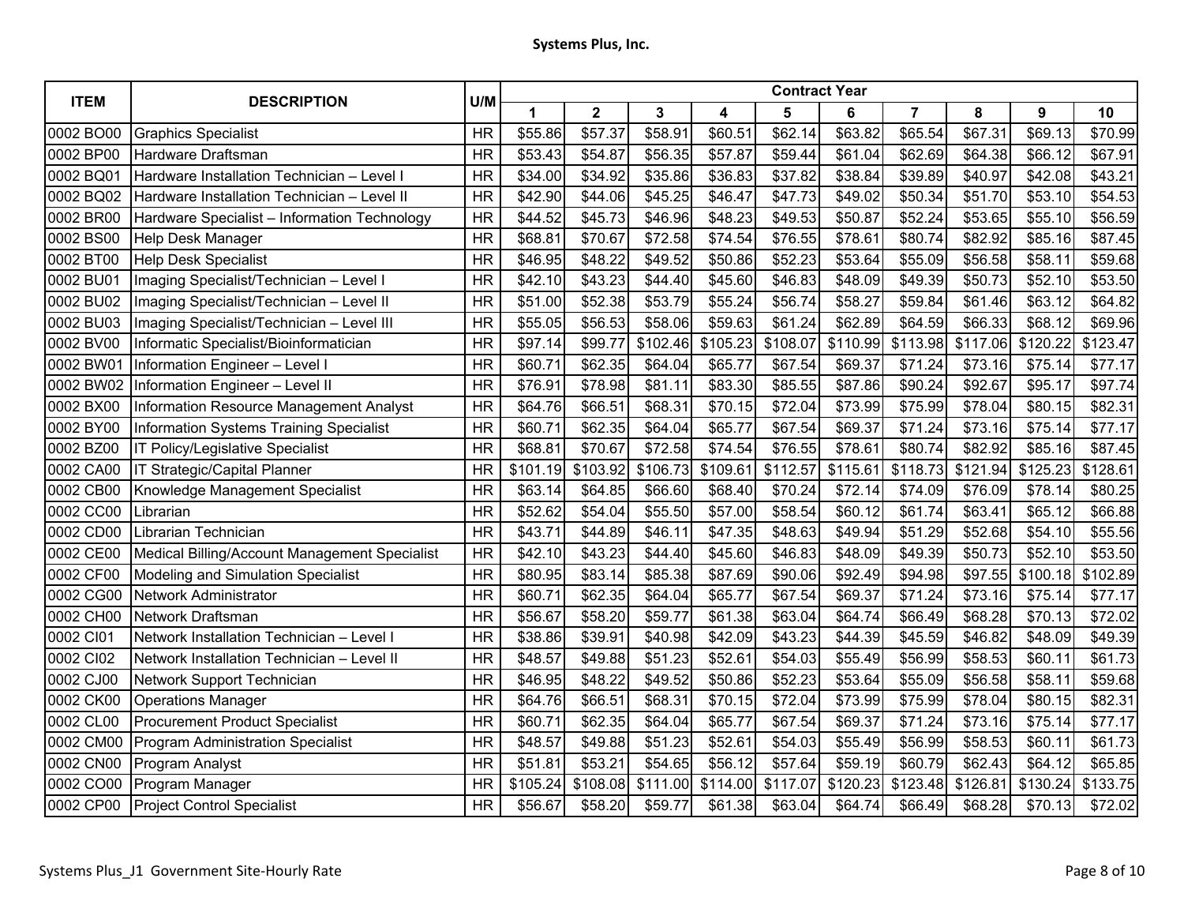**Systems Plus, Inc.**

| ITEM | DESCRIPTION | U/M | Contract Year | | | | | | | | | |
|---|---|---|---|---|---|---|---|---|---|---|---|---|
| | | | 1 | 2 | 3 | 4 | 5 | 6 | 7 | 8 | 9 | 10 |
| 0002 BO00 | Graphics Specialist | HR | $55.86 | $57.37 | $58.91 | $60.51 | $62.14 | $63.82 | $65.54 | $67.31 | $69.13 | $70.99 |
| 0002 BP00 | Hardware Draftsman | HR | $53.43 | $54.87 | $56.35 | $57.87 | $59.44 | $61.04 | $62.69 | $64.38 | $66.12 | $67.91 |
| 0002 BQ01 | Hardware Installation Technician – Level I | HR | $34.00 | $34.92 | $35.86 | $36.83 | $37.82 | $38.84 | $39.89 | $40.97 | $42.08 | $43.21 |
| 0002 BQ02 | Hardware Installation Technician – Level II | HR | $42.90 | $44.06 | $45.25 | $46.47 | $47.73 | $49.02 | $50.34 | $51.70 | $53.10 | $54.53 |
| 0002 BR00 | Hardware Specialist – Information Technology | HR | $44.52 | $45.73 | $46.96 | $48.23 | $49.53 | $50.87 | $52.24 | $53.65 | $55.10 | $56.59 |
| 0002 BS00 | Help Desk Manager | HR | $68.81 | $70.67 | $72.58 | $74.54 | $76.55 | $78.61 | $80.74 | $82.92 | $85.16 | $87.45 |
| 0002 BT00 | Help Desk Specialist | HR | $46.95 | $48.22 | $49.52 | $50.86 | $52.23 | $53.64 | $55.09 | $56.58 | $58.11 | $59.68 |
| 0002 BU01 | Imaging Specialist/Technician – Level I | HR | $42.10 | $43.23 | $44.40 | $45.60 | $46.83 | $48.09 | $49.39 | $50.73 | $52.10 | $53.50 |
| 0002 BU02 | Imaging Specialist/Technician – Level II | HR | $51.00 | $52.38 | $53.79 | $55.24 | $56.74 | $58.27 | $59.84 | $61.46 | $63.12 | $64.82 |
| 0002 BU03 | Imaging Specialist/Technician – Level III | HR | $55.05 | $56.53 | $58.06 | $59.63 | $61.24 | $62.89 | $64.59 | $66.33 | $68.12 | $69.96 |
| 0002 BV00 | Informatic Specialist/Bioinformatician | HR | $97.14 | $99.77 | $102.46 | $105.23 | $108.07 | $110.99 | $113.98 | $117.06 | $120.22 | $123.47 |
| 0002 BW01 | Information Engineer – Level I | HR | $60.71 | $62.35 | $64.04 | $65.77 | $67.54 | $69.37 | $71.24 | $73.16 | $75.14 | $77.17 |
| 0002 BW02 | Information Engineer – Level II | HR | $76.91 | $78.98 | $81.11 | $83.30 | $85.55 | $87.86 | $90.24 | $92.67 | $95.17 | $97.74 |
| 0002 BX00 | Information Resource Management Analyst | HR | $64.76 | $66.51 | $68.31 | $70.15 | $72.04 | $73.99 | $75.99 | $78.04 | $80.15 | $82.31 |
| 0002 BY00 | Information Systems Training Specialist | HR | $60.71 | $62.35 | $64.04 | $65.77 | $67.54 | $69.37 | $71.24 | $73.16 | $75.14 | $77.17 |
| 0002 BZ00 | IT Policy/Legislative Specialist | HR | $68.81 | $70.67 | $72.58 | $74.54 | $76.55 | $78.61 | $80.74 | $82.92 | $85.16 | $87.45 |
| 0002 CA00 | IT Strategic/Capital Planner | HR | $101.19 | $103.92 | $106.73 | $109.61 | $112.57 | $115.61 | $118.73 | $121.94 | $125.23 | $128.61 |
| 0002 CB00 | Knowledge Management Specialist | HR | $63.14 | $64.85 | $66.60 | $68.40 | $70.24 | $72.14 | $74.09 | $76.09 | $78.14 | $80.25 |
| 0002 CC00 | Librarian | HR | $52.62 | $54.04 | $55.50 | $57.00 | $58.54 | $60.12 | $61.74 | $63.41 | $65.12 | $66.88 |
| 0002 CD00 | Librarian Technician | HR | $43.71 | $44.89 | $46.11 | $47.35 | $48.63 | $49.94 | $51.29 | $52.68 | $54.10 | $55.56 |
| 0002 CE00 | Medical Billing/Account Management Specialist | HR | $42.10 | $43.23 | $44.40 | $45.60 | $46.83 | $48.09 | $49.39 | $50.73 | $52.10 | $53.50 |
| 0002 CF00 | Modeling and Simulation Specialist | HR | $80.95 | $83.14 | $85.38 | $87.69 | $90.06 | $92.49 | $94.98 | $97.55 | $100.18 | $102.89 |
| 0002 CG00 | Network Administrator | HR | $60.71 | $62.35 | $64.04 | $65.77 | $67.54 | $69.37 | $71.24 | $73.16 | $75.14 | $77.17 |
| 0002 CH00 | Network Draftsman | HR | $56.67 | $58.20 | $59.77 | $61.38 | $63.04 | $64.74 | $66.49 | $68.28 | $70.13 | $72.02 |
| 0002 CI01 | Network Installation Technician – Level I | HR | $38.86 | $39.91 | $40.98 | $42.09 | $43.23 | $44.39 | $45.59 | $46.82 | $48.09 | $49.39 |
| 0002 CI02 | Network Installation Technician – Level II | HR | $48.57 | $49.88 | $51.23 | $52.61 | $54.03 | $55.49 | $56.99 | $58.53 | $60.11 | $61.73 |
| 0002 CJ00 | Network Support Technician | HR | $46.95 | $48.22 | $49.52 | $50.86 | $52.23 | $53.64 | $55.09 | $56.58 | $58.11 | $59.68 |
| 0002 CK00 | Operations Manager | HR | $64.76 | $66.51 | $68.31 | $70.15 | $72.04 | $73.99 | $75.99 | $78.04 | $80.15 | $82.31 |
| 0002 CL00 | Procurement Product Specialist | HR | $60.71 | $62.35 | $64.04 | $65.77 | $67.54 | $69.37 | $71.24 | $73.16 | $75.14 | $77.17 |
| 0002 CM00 | Program Administration Specialist | HR | $48.57 | $49.88 | $51.23 | $52.61 | $54.03 | $55.49 | $56.99 | $58.53 | $60.11 | $61.73 |
| 0002 CN00 | Program Analyst | HR | $51.81 | $53.21 | $54.65 | $56.12 | $57.64 | $59.19 | $60.79 | $62.43 | $64.12 | $65.85 |
| 0002 CO00 | Program Manager | HR | $105.24 | $108.08 | $111.00 | $114.00 | $117.07 | $120.23 | $123.48 | $126.81 | $130.24 | $133.75 |
| 0002 CP00 | Project Control Specialist | HR | $56.67 | $58.20 | $59.77 | $61.38 | $63.04 | $64.74 | $66.49 | $68.28 | $70.13 | $72.02 |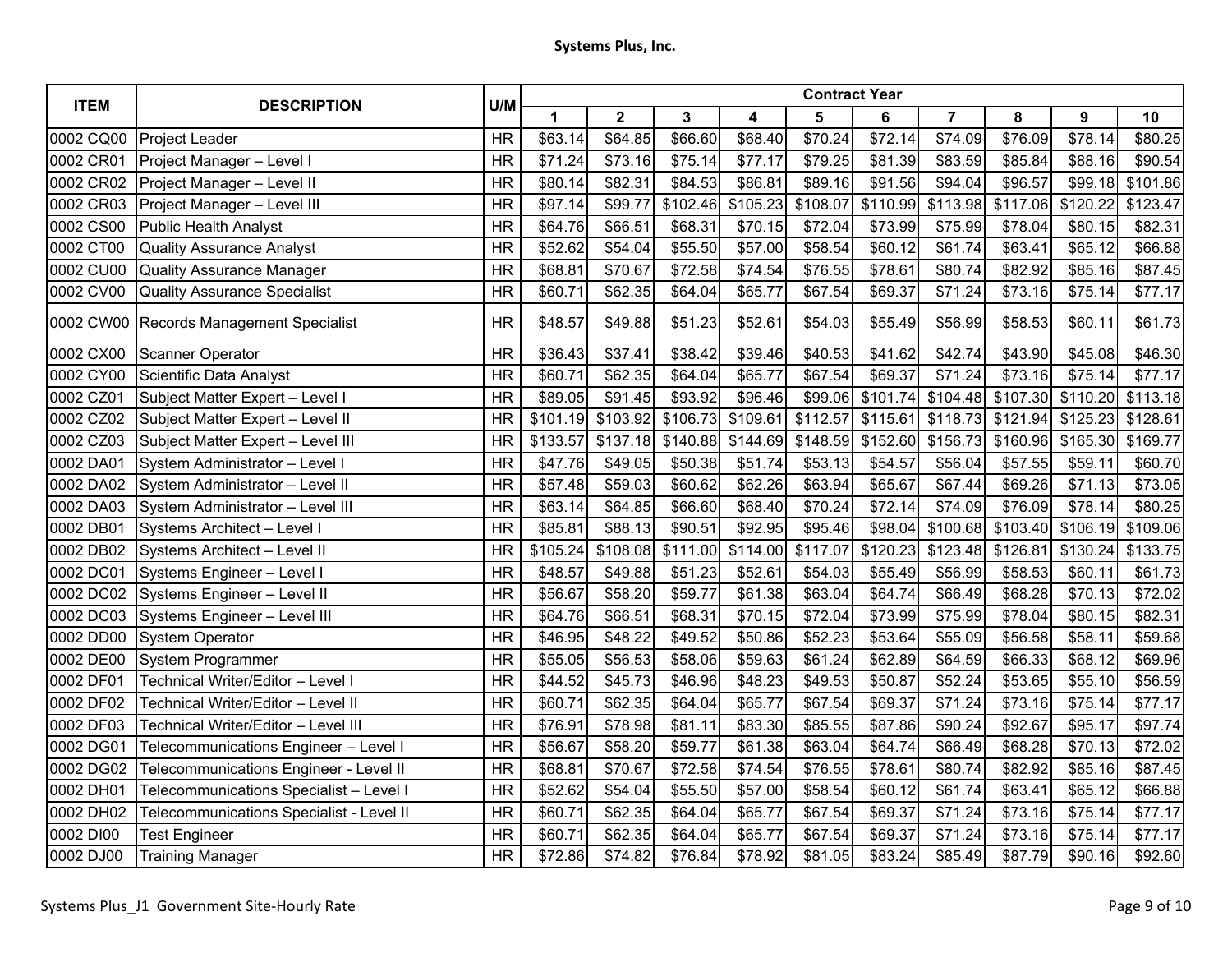**Systems Plus, Inc.**

| ITEM | DESCRIPTION | U/M | Contract Year | | | | | | | | | |
|---|---|---|---|---|---|---|---|---|---|---|---|---|
| | | | 1 | 2 | 3 | 4 | 5 | 6 | 7 | 8 | 9 | 10 |
| 0002 CQ00 | Project Leader | HR | $63.14 | $64.85 | $66.60 | $68.40 | $70.24 | $72.14 | $74.09 | $76.09 | $78.14 | $80.25 |
| 0002 CR01 | Project Manager – Level I | HR | $71.24 | $73.16 | $75.14 | $77.17 | $79.25 | $81.39 | $83.59 | $85.84 | $88.16 | $90.54 |
| 0002 CR02 | Project Manager – Level II | HR | $80.14 | $82.31 | $84.53 | $86.81 | $89.16 | $91.56 | $94.04 | $96.57 | $99.18 | $101.86 |
| 0002 CR03 | Project Manager – Level III | HR | $97.14 | $99.77 | $102.46 | $105.23 | $108.07 | $110.99 | $113.98 | $117.06 | $120.22 | $123.47 |
| 0002 CS00 | Public Health Analyst | HR | $64.76 | $66.51 | $68.31 | $70.15 | $72.04 | $73.99 | $75.99 | $78.04 | $80.15 | $82.31 |
| 0002 CT00 | Quality Assurance Analyst | HR | $52.62 | $54.04 | $55.50 | $57.00 | $58.54 | $60.12 | $61.74 | $63.41 | $65.12 | $66.88 |
| 0002 CU00 | Quality Assurance Manager | HR | $68.81 | $70.67 | $72.58 | $74.54 | $76.55 | $78.61 | $80.74 | $82.92 | $85.16 | $87.45 |
| 0002 CV00 | Quality Assurance Specialist | HR | $60.71 | $62.35 | $64.04 | $65.77 | $67.54 | $69.37 | $71.24 | $73.16 | $75.14 | $77.17 |
| 0002 CW00 | Records Management Specialist | HR | $48.57 | $49.88 | $51.23 | $52.61 | $54.03 | $55.49 | $56.99 | $58.53 | $60.11 | $61.73 |
| 0002 CX00 | Scanner Operator | HR | $36.43 | $37.41 | $38.42 | $39.46 | $40.53 | $41.62 | $42.74 | $43.90 | $45.08 | $46.30 |
| 0002 CY00 | Scientific Data Analyst | HR | $60.71 | $62.35 | $64.04 | $65.77 | $67.54 | $69.37 | $71.24 | $73.16 | $75.14 | $77.17 |
| 0002 CZ01 | Subject Matter Expert – Level I | HR | $89.05 | $91.45 | $93.92 | $96.46 | $99.06 | $101.74 | $104.48 | $107.30 | $110.20 | $113.18 |
| 0002 CZ02 | Subject Matter Expert – Level II | HR | $101.19 | $103.92 | $106.73 | $109.61 | $112.57 | $115.61 | $118.73 | $121.94 | $125.23 | $128.61 |
| 0002 CZ03 | Subject Matter Expert – Level III | HR | $133.57 | $137.18 | $140.88 | $144.69 | $148.59 | $152.60 | $156.73 | $160.96 | $165.30 | $169.77 |
| 0002 DA01 | System Administrator – Level I | HR | $47.76 | $49.05 | $50.38 | $51.74 | $53.13 | $54.57 | $56.04 | $57.55 | $59.11 | $60.70 |
| 0002 DA02 | System Administrator – Level II | HR | $57.48 | $59.03 | $60.62 | $62.26 | $63.94 | $65.67 | $67.44 | $69.26 | $71.13 | $73.05 |
| 0002 DA03 | System Administrator – Level III | HR | $63.14 | $64.85 | $66.60 | $68.40 | $70.24 | $72.14 | $74.09 | $76.09 | $78.14 | $80.25 |
| 0002 DB01 | Systems Architect – Level I | HR | $85.81 | $88.13 | $90.51 | $92.95 | $95.46 | $98.04 | $100.68 | $103.40 | $106.19 | $109.06 |
| 0002 DB02 | Systems Architect – Level II | HR | $105.24 | $108.08 | $111.00 | $114.00 | $117.07 | $120.23 | $123.48 | $126.81 | $130.24 | $133.75 |
| 0002 DC01 | Systems Engineer – Level I | HR | $48.57 | $49.88 | $51.23 | $52.61 | $54.03 | $55.49 | $56.99 | $58.53 | $60.11 | $61.73 |
| 0002 DC02 | Systems Engineer – Level II | HR | $56.67 | $58.20 | $59.77 | $61.38 | $63.04 | $64.74 | $66.49 | $68.28 | $70.13 | $72.02 |
| 0002 DC03 | Systems Engineer – Level III | HR | $64.76 | $66.51 | $68.31 | $70.15 | $72.04 | $73.99 | $75.99 | $78.04 | $80.15 | $82.31 |
| 0002 DD00 | System Operator | HR | $46.95 | $48.22 | $49.52 | $50.86 | $52.23 | $53.64 | $55.09 | $56.58 | $58.11 | $59.68 |
| 0002 DE00 | System Programmer | HR | $55.05 | $56.53 | $58.06 | $59.63 | $61.24 | $62.89 | $64.59 | $66.33 | $68.12 | $69.96 |
| 0002 DF01 | Technical Writer/Editor – Level I | HR | $44.52 | $45.73 | $46.96 | $48.23 | $49.53 | $50.87 | $52.24 | $53.65 | $55.10 | $56.59 |
| 0002 DF02 | Technical Writer/Editor – Level II | HR | $60.71 | $62.35 | $64.04 | $65.77 | $67.54 | $69.37 | $71.24 | $73.16 | $75.14 | $77.17 |
| 0002 DF03 | Technical Writer/Editor – Level III | HR | $76.91 | $78.98 | $81.11 | $83.30 | $85.55 | $87.86 | $90.24 | $92.67 | $95.17 | $97.74 |
| 0002 DG01 | Telecommunications Engineer – Level I | HR | $56.67 | $58.20 | $59.77 | $61.38 | $63.04 | $64.74 | $66.49 | $68.28 | $70.13 | $72.02 |
| 0002 DG02 | Telecommunications Engineer - Level II | HR | $68.81 | $70.67 | $72.58 | $74.54 | $76.55 | $78.61 | $80.74 | $82.92 | $85.16 | $87.45 |
| 0002 DH01 | Telecommunications Specialist – Level I | HR | $52.62 | $54.04 | $55.50 | $57.00 | $58.54 | $60.12 | $61.74 | $63.41 | $65.12 | $66.88 |
| 0002 DH02 | Telecommunications Specialist - Level II | HR | $60.71 | $62.35 | $64.04 | $65.77 | $67.54 | $69.37 | $71.24 | $73.16 | $75.14 | $77.17 |
| 0002 DI00 | Test Engineer | HR | $60.71 | $62.35 | $64.04 | $65.77 | $67.54 | $69.37 | $71.24 | $73.16 | $75.14 | $77.17 |
| 0002 DJ00 | Training Manager | HR | $72.86 | $74.82 | $76.84 | $78.92 | $81.05 | $83.24 | $85.49 | $87.79 | $90.16 | $92.60 |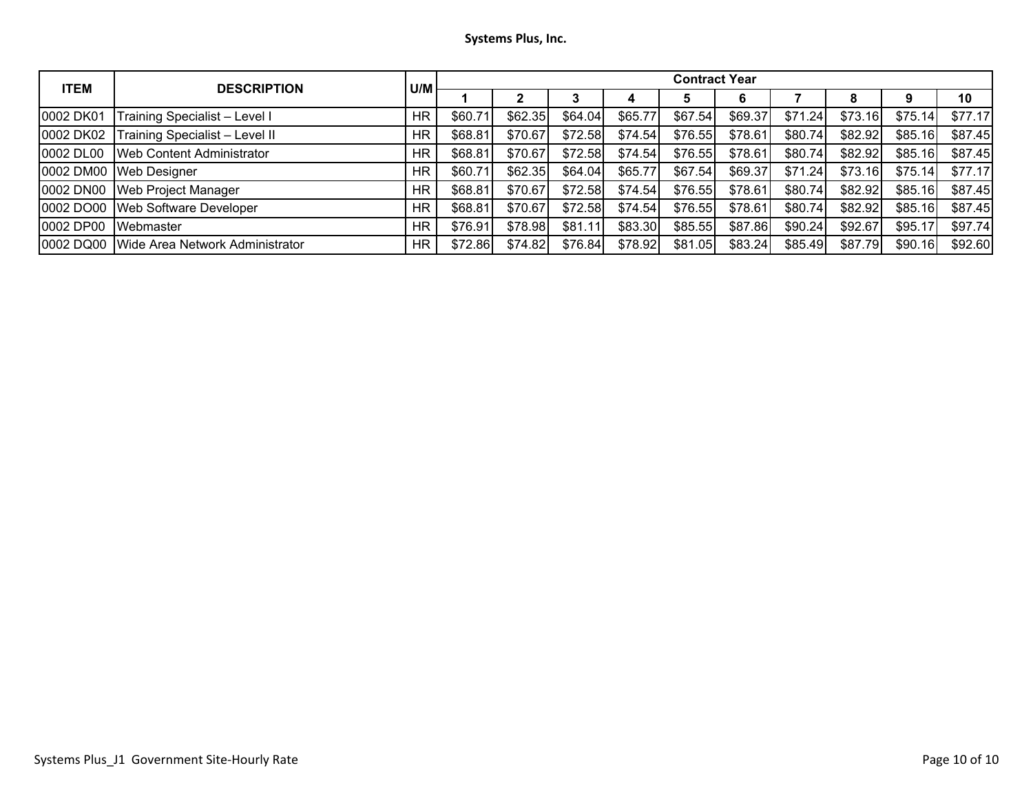**Systems Plus, Inc.**

| ITEM | DESCRIPTION | U/M | Contract Year | | | | | | | | | |
|---|---|---|---|---|---|---|---|---|---|---|---|---|
| | | | 1 | 2 | 3 | 4 | 5 | 6 | 7 | 8 | 9 | 10 |
| 0002 DK01 | Training Specialist – Level I | HR | $60.71 | $62.35 | $64.04 | $65.77 | $67.54 | $69.37 | $71.24 | $73.16 | $75.14 | $77.17 |
| 0002 DK02 | Training Specialist – Level II | HR | $68.81 | $70.67 | $72.58 | $74.54 | $76.55 | $78.61 | $80.74 | $82.92 | $85.16 | $87.45 |
| 0002 DL00 | Web Content Administrator | HR | $68.81 | $70.67 | $72.58 | $74.54 | $76.55 | $78.61 | $80.74 | $82.92 | $85.16 | $87.45 |
| 0002 DM00 | Web Designer | HR | $60.71 | $62.35 | $64.04 | $65.77 | $67.54 | $69.37 | $71.24 | $73.16 | $75.14 | $77.17 |
| 0002 DN00 | Web Project Manager | HR | $68.81 | $70.67 | $72.58 | $74.54 | $76.55 | $78.61 | $80.74 | $82.92 | $85.16 | $87.45 |
| 0002 DO00 | Web Software Developer | HR | $68.81 | $70.67 | $72.58 | $74.54 | $76.55 | $78.61 | $80.74 | $82.92 | $85.16 | $87.45 |
| 0002 DP00 | Webmaster | HR | $76.91 | $78.98 | $81.11 | $83.30 | $85.55 | $87.86 | $90.24 | $92.67 | $95.17 | $97.74 |
| 0002 DQ00 | Wide Area Network Administrator | HR | $72.86 | $74.82 | $76.84 | $78.92 | $81.05 | $83.24 | $85.49 | $87.79 | $90.16 | $92.60 |